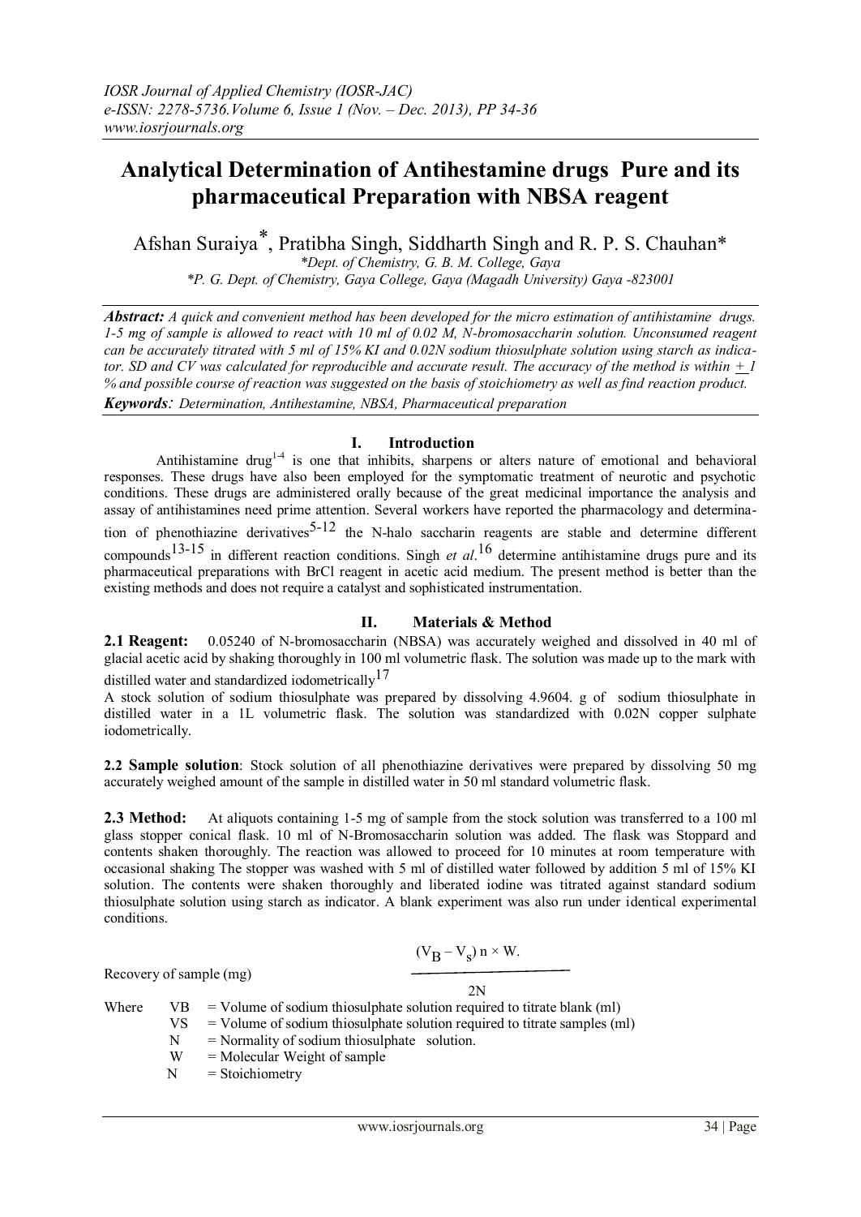# Analytical Determination of Antihestamine drugs Pure and its pharmaceutical Preparation with NBSA reagent

Afshan Suraiya*, Pratibha Singh, Siddharth Singh and R. P. S. Chauhan*

*Dept. of Chemistry, G. B. M. College, Gaya*

*\*P. G. Dept. of Chemistry, Gaya College, Gaya (Magadh University) Gaya -823001*

***Abstract:*** *A quick and convenient method has been developed for the micro estimation of antihistamine drugs. 1-5 mg of sample is allowed to react with 10 ml of 0.02 M, N-bromosaccharin solution. Unconsumed reagent can be accurately titrated with 5 ml of 15% KI and 0.02N sodium thiosulphate solution using starch as indicator. SD and CV was calculated for reproducible and accurate result. The accuracy of the method is within ± 1 % and possible course of reaction was suggested on the basis of stoichiometry as well as find reaction product.*

***Keywords****: Determination, Antihestamine, NBSA, Pharmaceutical preparation*

## I. Introduction

Antihistamine drug[1-4] is one that inhibits, sharpens or alters nature of emotional and behavioral responses. These drugs have also been employed for the symptomatic treatment of neurotic and psychotic conditions. These drugs are administered orally because of the great medicinal importance the analysis and assay of antihistamines need prime attention. Several workers have reported the pharmacology and determination of phenothiazine derivatives[5-12] the N-halo saccharin reagents are stable and determine different compounds[13-15] in different reaction conditions. Singh *et al*.[16] determine antihistamine drugs pure and its pharmaceutical preparations with BrCl reagent in acetic acid medium. The present method is better than the existing methods and does not require a catalyst and sophisticated instrumentation.

## II. Materials & Method

**2.1 Reagent:** 0.05240 of N-bromosaccharin (NBSA) was accurately weighed and dissolved in 40 ml of glacial acetic acid by shaking thoroughly in 100 ml volumetric flask. The solution was made up to the mark with distilled water and standardized iodometrically[17]

A stock solution of sodium thiosulphate was prepared by dissolving 4.9604. g of sodium thiosulphate in distilled water in a 1L volumetric flask. The solution was standardized with 0.02N copper sulphate iodometrically.

**2.2 Sample solution**: Stock solution of all phenothiazine derivatives were prepared by dissolving 50 mg accurately weighed amount of the sample in distilled water in 50 ml standard volumetric flask.

**2.3 Method:** At aliquots containing 1-5 mg of sample from the stock solution was transferred to a 100 ml glass stopper conical flask. 10 ml of N-Bromosaccharin solution was added. The flask was Stoppard and contents shaken thoroughly. The reaction was allowed to proceed for 10 minutes at room temperature with occasional shaking The stopper was washed with 5 ml of distilled water followed by addition 5 ml of 15% KI solution. The contents were shaken thoroughly and liberated iodine was titrated against standard sodium thiosulphate solution using starch as indicator. A blank experiment was also run under identical experimental conditions.

$$\text{Recovery of sample (mg)} = \frac{(V_B - V_s)\, n \times W.}{2N}$$

Where
- VB = Volume of sodium thiosulphate solution required to titrate blank (ml)
- VS = Volume of sodium thiosulphate solution required to titrate samples (ml)
- N = Normality of sodium thiosulphate solution.
- W = Molecular Weight of sample
- N = Stoichiometry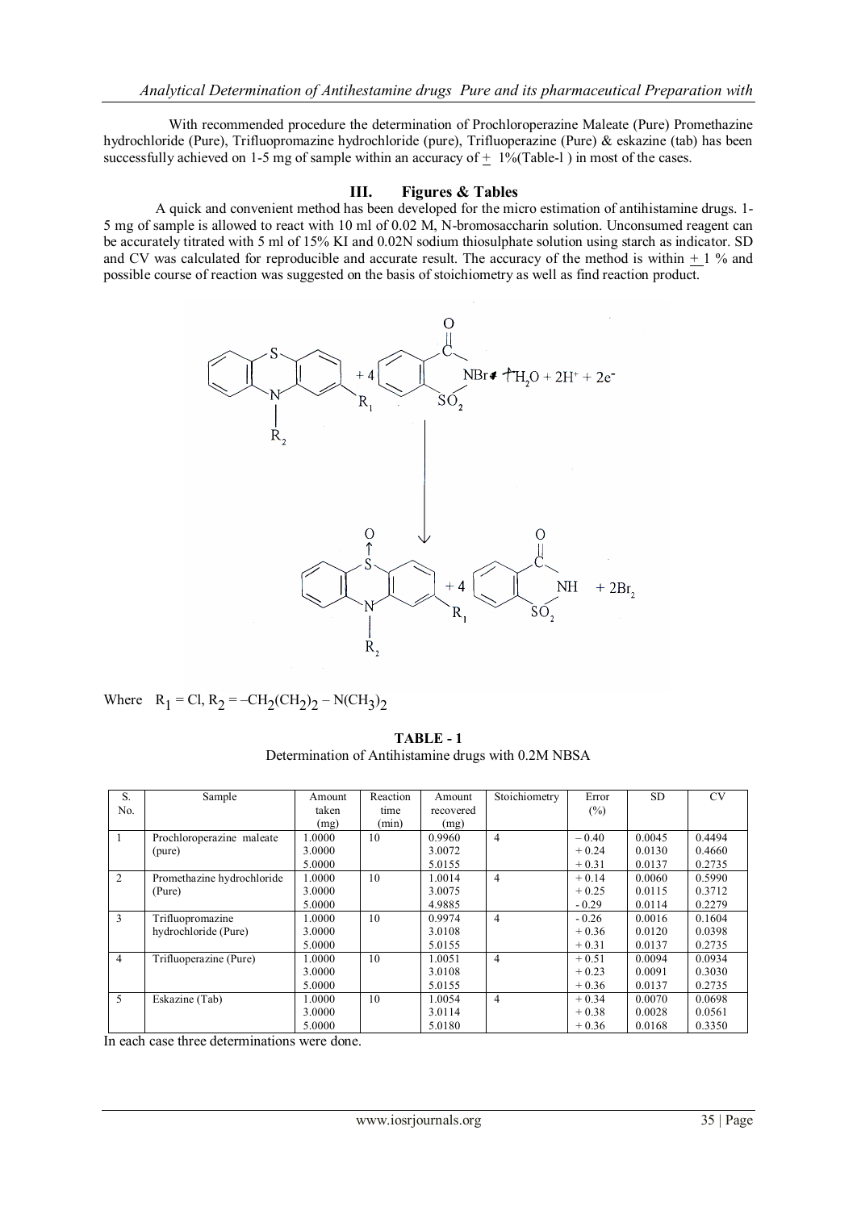With recommended procedure the determination of Prochloroperazine Maleate (Pure) Promethazine hydrochloride (Pure), Trifluopromazine hydrochloride (pure), Trifluoperazine (Pure) & eskazine (tab) has been successfully achieved on 1-5 mg of sample within an accuracy of ± 1%(Table-l ) in most of the cases.

## III. Figures & Tables

A quick and convenient method has been developed for the micro estimation of antihistamine drugs. 1-5 mg of sample is allowed to react with 10 ml of 0.02 M, N-bromosaccharin solution. Unconsumed reagent can be accurately titrated with 5 ml of 15% KI and 0.02N sodium thiosulphate solution using starch as indicator. SD and CV was calculated for reproducible and accurate result. The accuracy of the method is within ± 1 % and possible course of reaction was suggested on the basis of stoichiometry as well as find reaction product.

$$\text{Phenothiazine}(R_1, R_2) + 4\,\text{NBS (N-bromosaccharin)} + H_2O + 2H^+ + 2e^- \longrightarrow \text{Phenothiazine S-oxide}(R_1, R_2) + 4\,\text{Saccharin (NH)} + 2Br_2$$

Where $R_1 = Cl$, $R_2 = -CH_2(CH_2)_2 - N(CH_3)_2$

**TABLE - 1**
Determination of Antihistamine drugs with 0.2M NBSA

| S. No. | Sample | Amount taken (mg) | Reaction time (min) | Amount recovered (mg) | Stoichiometry | Error (%) | SD | CV |
|---|---|---|---|---|---|---|---|---|
| 1 | Prochloroperazine maleate (pure) | 1.0000 | 10 | 0.9960 | 4 | – 0.40 | 0.0045 | 0.4494 |
| | | 3.0000 | | 3.0072 | | + 0.24 | 0.0130 | 0.4660 |
| | | 5.0000 | | 5.0155 | | + 0.31 | 0.0137 | 0.2735 |
| 2 | Promethazine hydrochloride (Pure) | 1.0000 | 10 | 1.0014 | 4 | + 0.14 | 0.0060 | 0.5990 |
| | | 3.0000 | | 3.0075 | | + 0.25 | 0.0115 | 0.3712 |
| | | 5.0000 | | 4.9885 | | - 0.29 | 0.0114 | 0.2279 |
| 3 | Trifluopromazine hydrochloride (Pure) | 1.0000 | 10 | 0.9974 | 4 | - 0.26 | 0.0016 | 0.1604 |
| | | 3.0000 | | 3.0108 | | + 0.36 | 0.0120 | 0.0398 |
| | | 5.0000 | | 5.0155 | | + 0.31 | 0.0137 | 0.2735 |
| 4 | Trifluoperazine (Pure) | 1.0000 | 10 | 1.0051 | 4 | + 0.51 | 0.0094 | 0.0934 |
| | | 3.0000 | | 3.0108 | | + 0.23 | 0.0091 | 0.3030 |
| | | 5.0000 | | 5.0155 | | + 0.36 | 0.0137 | 0.2735 |
| 5 | Eskazine (Tab) | 1.0000 | 10 | 1.0054 | 4 | + 0.34 | 0.0070 | 0.0698 |
| | | 3.0000 | | 3.0114 | | + 0.38 | 0.0028 | 0.0561 |
| | | 5.0000 | | 5.0180 | | + 0.36 | 0.0168 | 0.3350 |

In each case three determinations were done.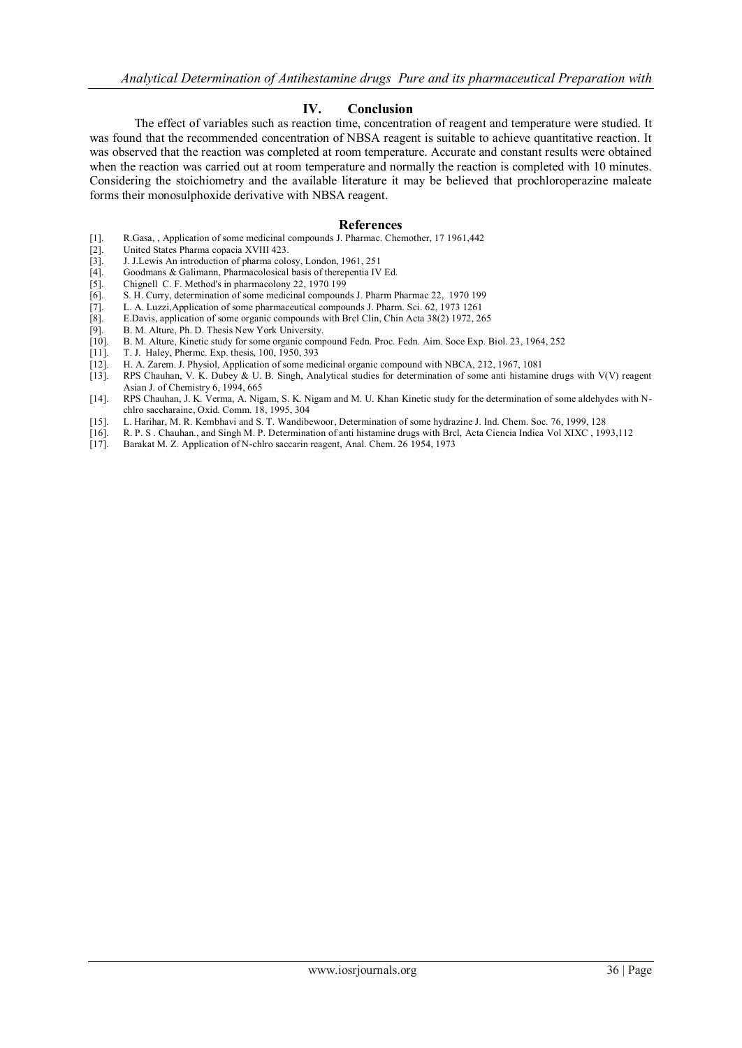## IV. Conclusion

The effect of variables such as reaction time, concentration of reagent and temperature were studied. It was found that the recommended concentration of NBSA reagent is suitable to achieve quantitative reaction. It was observed that the reaction was completed at room temperature. Accurate and constant results were obtained when the reaction was carried out at room temperature and normally the reaction is completed with 10 minutes. Considering the stoichiometry and the available literature it may be believed that prochloroperazine maleate forms their monosulphoxide derivative with NBSA reagent.

## References

[1]. R.Gasa, , Application of some medicinal compounds J. Pharmac. Chemother, 17 1961,442
[2]. United States Pharma copacia XVIII 423.
[3]. J. J.Lewis An introduction of pharma colosy, London, 1961, 251
[4]. Goodmans & Galimann, Pharmacolosical basis of therepentia IV Ed.
[5]. Chignell C. F. Method's in pharmacolony 22, 1970 199
[6]. S. H. Curry, determination of some medicinal compounds J. Pharm Pharmac 22, 1970 199
[7]. L. A. Luzzi,Application of some pharmaceutical compounds J. Pharm. Sci. 62, 1973 1261
[8]. E.Davis, application of some organic compounds with Brcl Clin, Chin Acta 38(2) 1972, 265
[9]. B. M. Alture, Ph. D. Thesis New York University.
[10]. B. M. Alture, Kinetic study for some organic compound Fedn. Proc. Fedn. Aim. Soce Exp. Biol. 23, 1964, 252
[11]. T. J. Haley, Phermc. Exp. thesis, 100, 1950, 393
[12]. H. A. Zarem. J. Physiol, Application of some medicinal organic compound with NBCA, 212, 1967, 1081
[13]. RPS Chauhan, V. K. Dubey & U. B. Singh, Analytical studies for determination of some anti histamine drugs with V(V) reagent Asian J. of Chemistry 6, 1994, 665
[14]. RPS Chauhan, J. K. Verma, A. Nigam, S. K. Nigam and M. U. Khan Kinetic study for the determination of some aldehydes with N-chlro saccharaine, Oxid. Comm. 18, 1995, 304
[15]. L. Harihar, M. R. Kembhavi and S. T. Wandibewoor, Determination of some hydrazine J. Ind. Chem. Soc. 76, 1999, 128
[16]. R. P. S . Chauhan., and Singh M. P. Determination of anti histamine drugs with Brcl, Acta Ciencia Indica Vol XIXC , 1993,112
[17]. Barakat M. Z. Application of N-chlro saccarin reagent, Anal. Chem. 26 1954, 1973